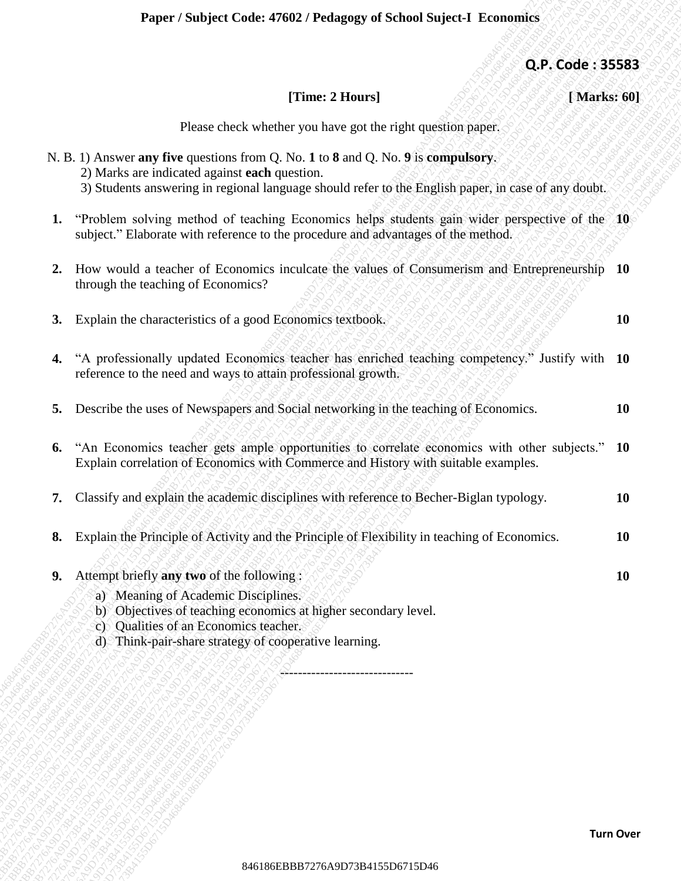**Paper / Subject Code: 47602 / Pedagogy of School Suject-I Economics**

**Q.P. Code : 35583**

**[Time: 2 Hours]** **[ Marks: 60]**

Please check whether you have got the right question paper.

N. B. 1) Answer **any five** questions from Q. No. **1** to **8** and Q. No. **9** is **compulsory**.
2) Marks are indicated against **each** question.
3) Students answering in regional language should refer to the English paper, in case of any doubt.

1. "Problem solving method of teaching Economics helps students gain wider perspective of the subject." Elaborate with reference to the procedure and advantages of the method. **10**

2. How would a teacher of Economics inculcate the values of Consumerism and Entrepreneurship through the teaching of Economics? **10**

3. Explain the characteristics of a good Economics textbook. **10**

4. "A professionally updated Economics teacher has enriched teaching competency." Justify with reference to the need and ways to attain professional growth. **10**

5. Describe the uses of Newspapers and Social networking in the teaching of Economics. **10**

6. "An Economics teacher gets ample opportunities to correlate economics with other subjects." Explain correlation of Economics with Commerce and History with suitable examples. **10**

7. Classify and explain the academic disciplines with reference to Becher-Biglan typology. **10**

8. Explain the Principle of Activity and the Principle of Flexibility in teaching of Economics. **10**

9. Attempt briefly **any two** of the following : **10**
   a) Meaning of Academic Disciplines.
   b) Objectives of teaching economics at higher secondary level.
   c) Qualities of an Economics teacher.
   d) Think-pair-share strategy of cooperative learning.

------------------------------

**Turn Over**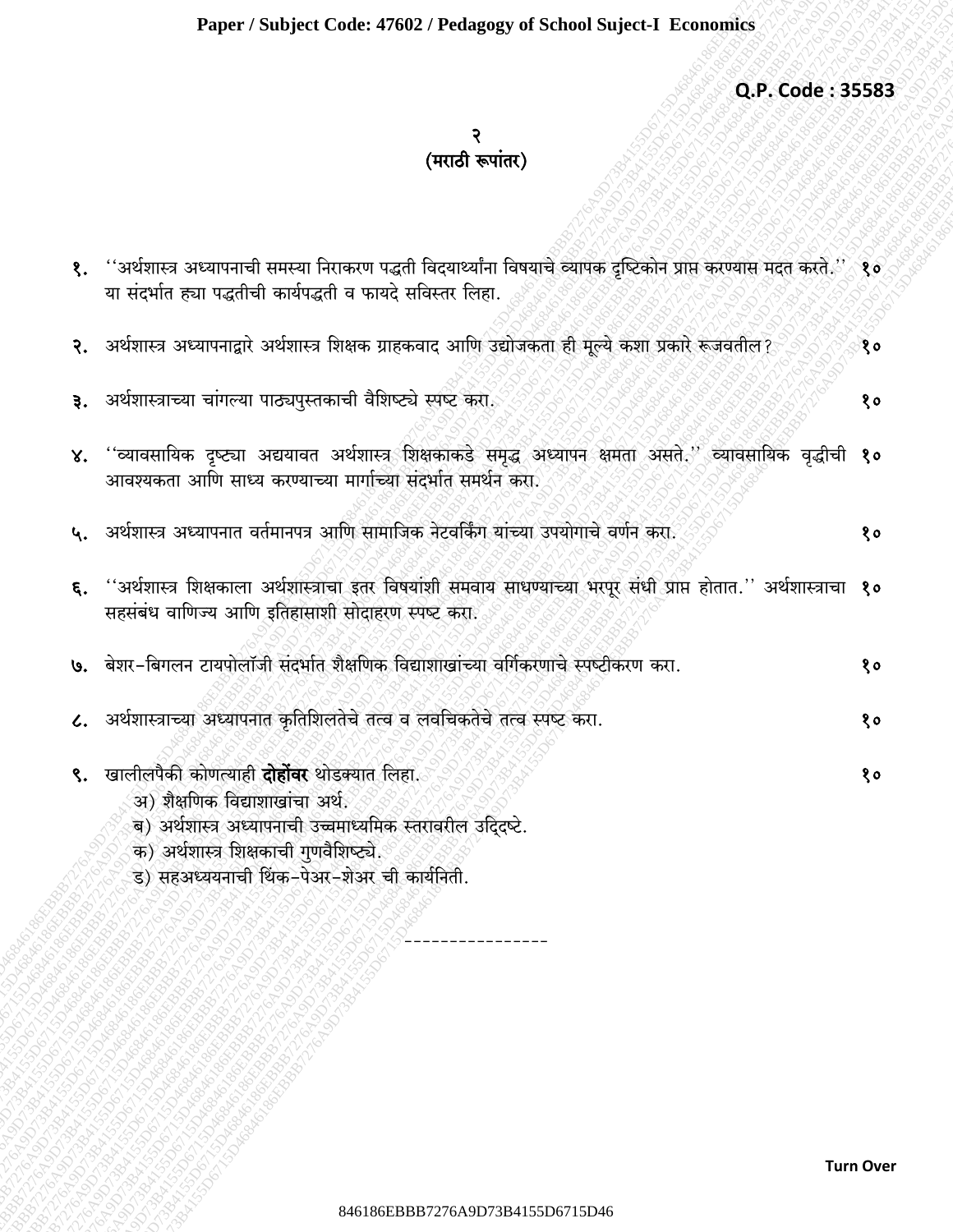Q.P. Code : 35583

(मराठी रूपांतर)

१. ''अर्थशास्त्र अध्यापनाची समस्या निराकरण पद्धती विद्यार्थ्यांना विषयाचे व्यापक दृष्टिकोन प्राप्त करण्यास मदत करते.'' या संदर्भात ह्या पद्धतीची कार्यपद्धती व फायदे सविस्तर लिहा. १०

२. अर्थशास्त्र अध्यापनाद्वारे अर्थशास्त्र शिक्षक ग्राहकवाद आणि उद्योजकता ही मूल्ये कशा प्रकारे रूजवतील? १०

३. अर्थशास्त्राच्या चांगल्या पाठ्यपुस्तकाची वैशिष्ट्ये स्पष्ट करा. १०

४. ''व्यावसायिक दृष्ट्या अद्ययावत अर्थशास्त्र शिक्षकाकडे समृद्ध अध्यापन क्षमता असते.'' व्यावसायिक वृद्धीची आवश्यकता आणि साध्य करण्याच्या मार्गाच्या संदर्भात समर्थन करा. १०

५. अर्थशास्त्र अध्यापनात वर्तमानपत्र आणि सामाजिक नेटवर्किंग यांच्या उपयोगाचे वर्णन करा. १०

६. ''अर्थशास्त्र शिक्षकाला अर्थशास्त्राचा इतर विषयांशी समवाय साधण्याच्या भरपूर संधी प्राप्त होतात.'' अर्थशास्त्राचा सहसंबंध वाणिज्य आणि इतिहासाशी सोदाहरण स्पष्ट करा. १०

७. बेशर-बिगलन टायपोलॉजी संदर्भात शैक्षणिक विद्याशाखांच्या वर्गीकरणाचे स्पष्टीकरण करा. १०

८. अर्थशास्त्राच्या अध्यापनात कृतिशिलतेचे तत्व व लवचिकतेचे तत्व स्पष्ट करा. १०

९. खालीलपैकी कोणत्याही **दोहोंवर** थोडक्यात लिहा. १०

अ) शैक्षणिक विद्याशाखांचा अर्थ.

ब) अर्थशास्त्र अध्यापनाची उच्चमाध्यमिक स्तरावरील उद्दिष्टे.

क) अर्थशास्त्र शिक्षकाची गुणवैशिष्ट्ये.

ड) सहअध्ययनाची थिंक-पेअर-शेअर ची कार्यनिती.

----------------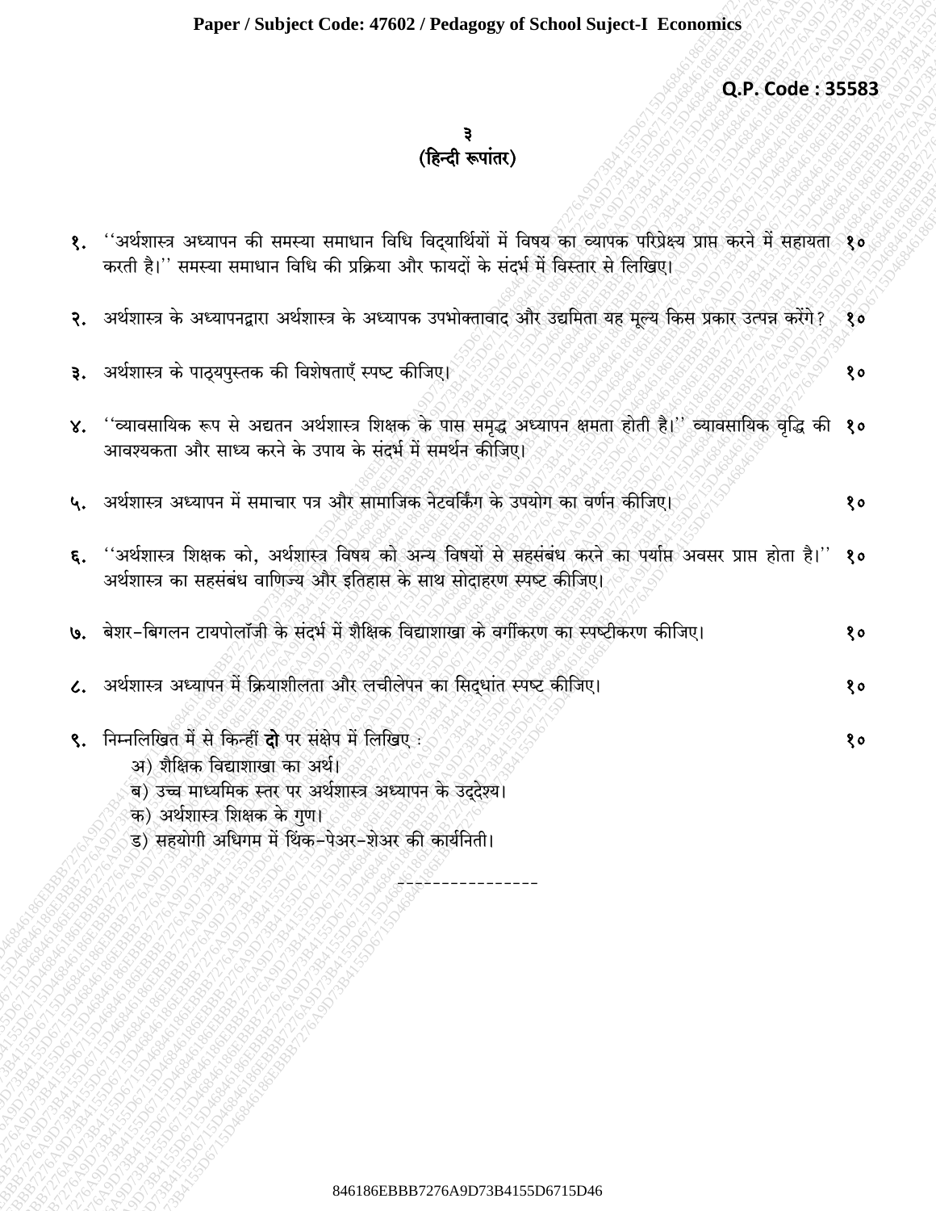Q.P. Code : 35583

## ३
## (हिन्दी रूपांतर)

१. ''अर्थशास्त्र अध्यापन की समस्या समाधान विधि विद्यार्थियों में विषय का व्यापक परिप्रेक्ष्य प्राप्त करने में सहायता करती है।'' समस्या समाधान विधि की प्रक्रिया और फायदों के संदर्भ में विस्तार से लिखिए। १०

२. अर्थशास्त्र के अध्यापनद्वारा अर्थशास्त्र के अध्यापक उपभोक्तावाद और उद्यमिता यह मूल्य किस प्रकार उत्पन्न करेंगे? १०

३. अर्थशास्त्र के पाठ्यपुस्तक की विशेषताएँ स्पष्ट कीजिए। १०

४. ''व्यावसायिक रूप से अद्यतन अर्थशास्त्र शिक्षक के पास समृद्ध अध्यापन क्षमता होती है।'' व्यावसायिक वृद्धि की आवश्यकता और साध्य करने के उपाय के संदर्भ में समर्थन कीजिए। १०

५. अर्थशास्त्र अध्यापन में समाचार पत्र और सामाजिक नेटवर्किंग के उपयोग का वर्णन कीजिए। १०

६. ''अर्थशास्त्र शिक्षक को, अर्थशास्त्र विषय को अन्य विषयों से सहसंबंध करने का पर्याप्त अवसर प्राप्त होता है।'' अर्थशास्त्र का सहसंबंध वाणिज्य और इतिहास के साथ सोदाहरण स्पष्ट कीजिए। १०

७. बेशर-बिगलन टायपोलॉजी के संदर्भ में शैक्षिक विद्याशाखा के वर्गीकरण का स्पष्टीकरण कीजिए। १०

८. अर्थशास्त्र अध्यापन में क्रियाशीलता और लचीलेपन का सिद्धांत स्पष्ट कीजिए। १०

९. निम्नलिखित में से किन्हीं **दो** पर संक्षेप में लिखिए : १०

   अ) शैक्षिक विद्याशाखा का अर्थ।
   ब) उच्च माध्यमिक स्तर पर अर्थशास्त्र अध्यापन के उद्देश्य।
   क) अर्थशास्त्र शिक्षक के गुण।
   ड) सहयोगी अधिगम में थिंक-पेअर-शेअर की कार्यनिती।

----------------